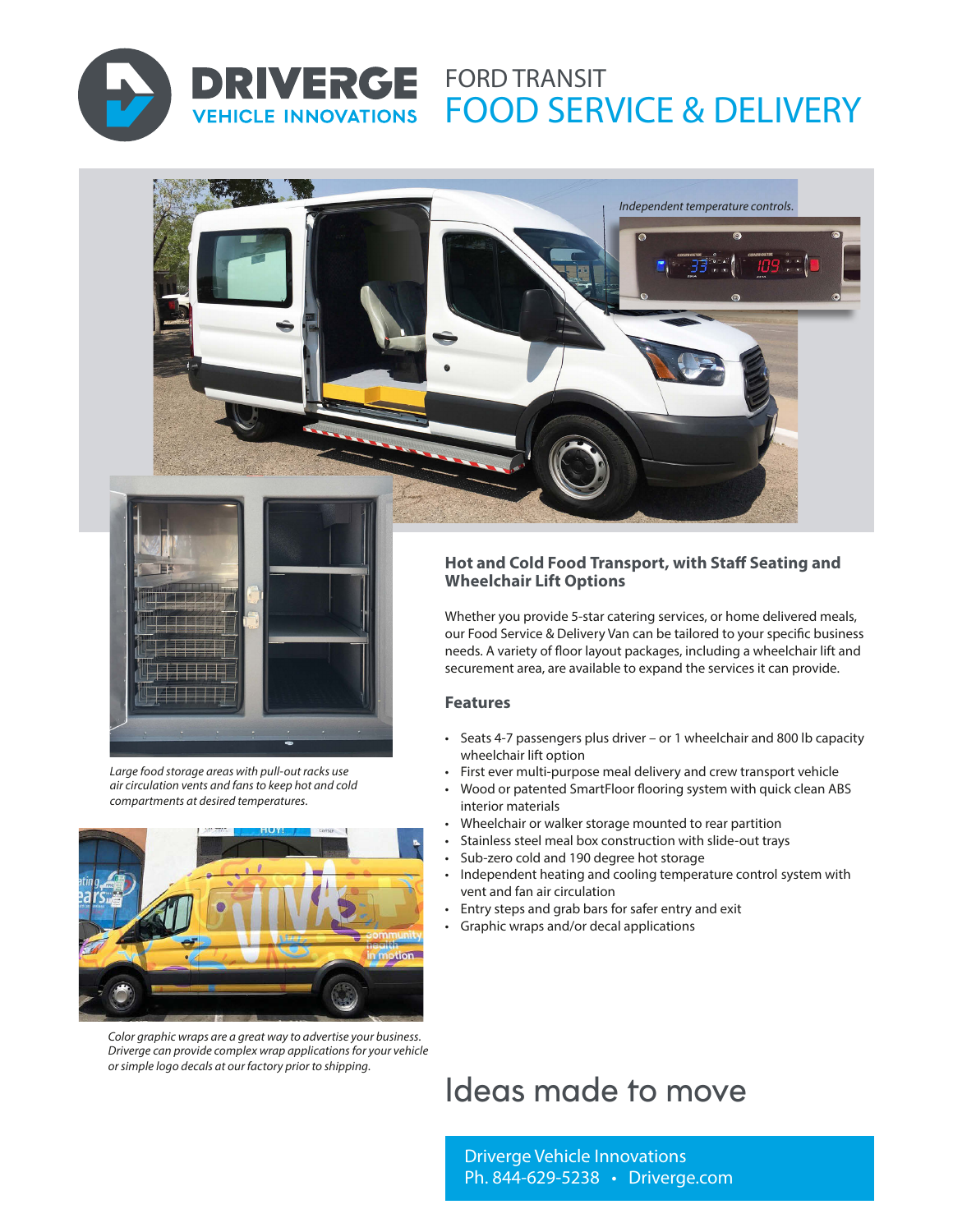# DRIVERGE VEHICLE INNOVATIONS

## FORD TRANSIT FOOD SERVICE & DELIVERY

*Independent temperature controls.*

*Large food storage areas with pull-out racks use air circulation vents and fans to keep hot and cold compartments at desired temperatures.*

*Color graphic wraps are a great way to advertise your business. Driverge can provide complex wrap applications for your vehicle or simple logo decals at our factory prior to shipping.*

### Hot and Cold Food Transport, with Staff Seating and Wheelchair Lift Options

Whether you provide 5-star catering services, or home delivered meals, our Food Service & Delivery Van can be tailored to your specific business needs. A variety of floor layout packages, including a wheelchair lift and securement area, are available to expand the services it can provide.

### Features

- Seats 4-7 passengers plus driver – or 1 wheelchair and 800 lb capacity wheelchair lift option
- First ever multi-purpose meal delivery and crew transport vehicle
- Wood or patented SmartFloor flooring system with quick clean ABS interior materials
- Wheelchair or walker storage mounted to rear partition
- Stainless steel meal box construction with slide-out trays
- Sub-zero cold and 190 degree hot storage
- Independent heating and cooling temperature control system with vent and fan air circulation
- Entry steps and grab bars for safer entry and exit
- Graphic wraps and/or decal applications

## Ideas made to move

Driverge Vehicle Innovations
Ph. 844-629-5238 • Driverge.com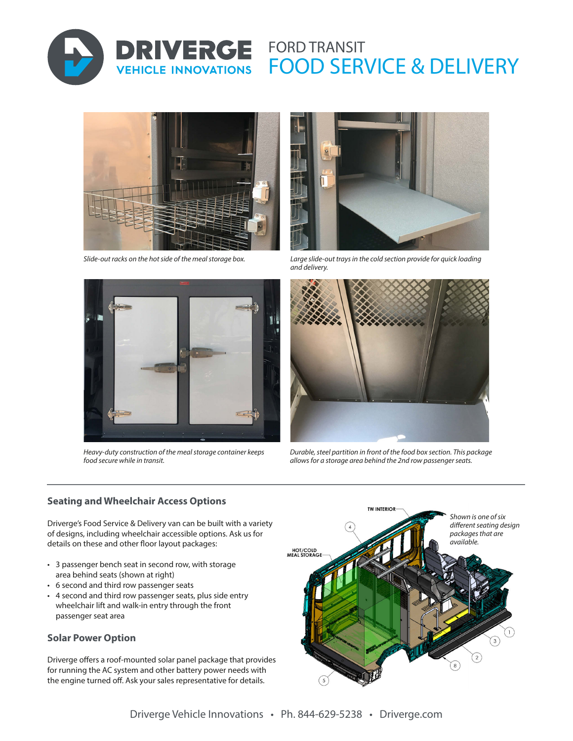# DRIVERGE VEHICLE INNOVATIONS

## FORD TRANSIT FOOD SERVICE & DELIVERY

*Slide-out racks on the hot side of the meal storage box.*

*Large slide-out trays in the cold section provide for quick loading and delivery.*

*Heavy-duty construction of the meal storage container keeps food secure while in transit.*

*Durable, steel partition in front of the food box section. This package allows for a storage area behind the 2nd row passenger seats.*

---

### Seating and Wheelchair Access Options

Driverge's Food Service & Delivery van can be built with a variety of designs, including wheelchair accessible options. Ask us for details on these and other floor layout packages:

- 3 passenger bench seat in second row, with storage area behind seats (shown at right)
- 6 second and third row passenger seats
- 4 second and third row passenger seats, plus side entry wheelchair lift and walk-in entry through the front passenger seat area

TW INTERIOR

HOT/COLD MEAL STORAGE

4

1

3

2

8

5

*Shown is one of six different seating design packages that are available.*

### Solar Power Option

Driverge offers a roof-mounted solar panel package that provides for running the AC system and other battery power needs with the engine turned off. Ask your sales representative for details.

Driverge Vehicle Innovations • Ph. 844-629-5238 • Driverge.com